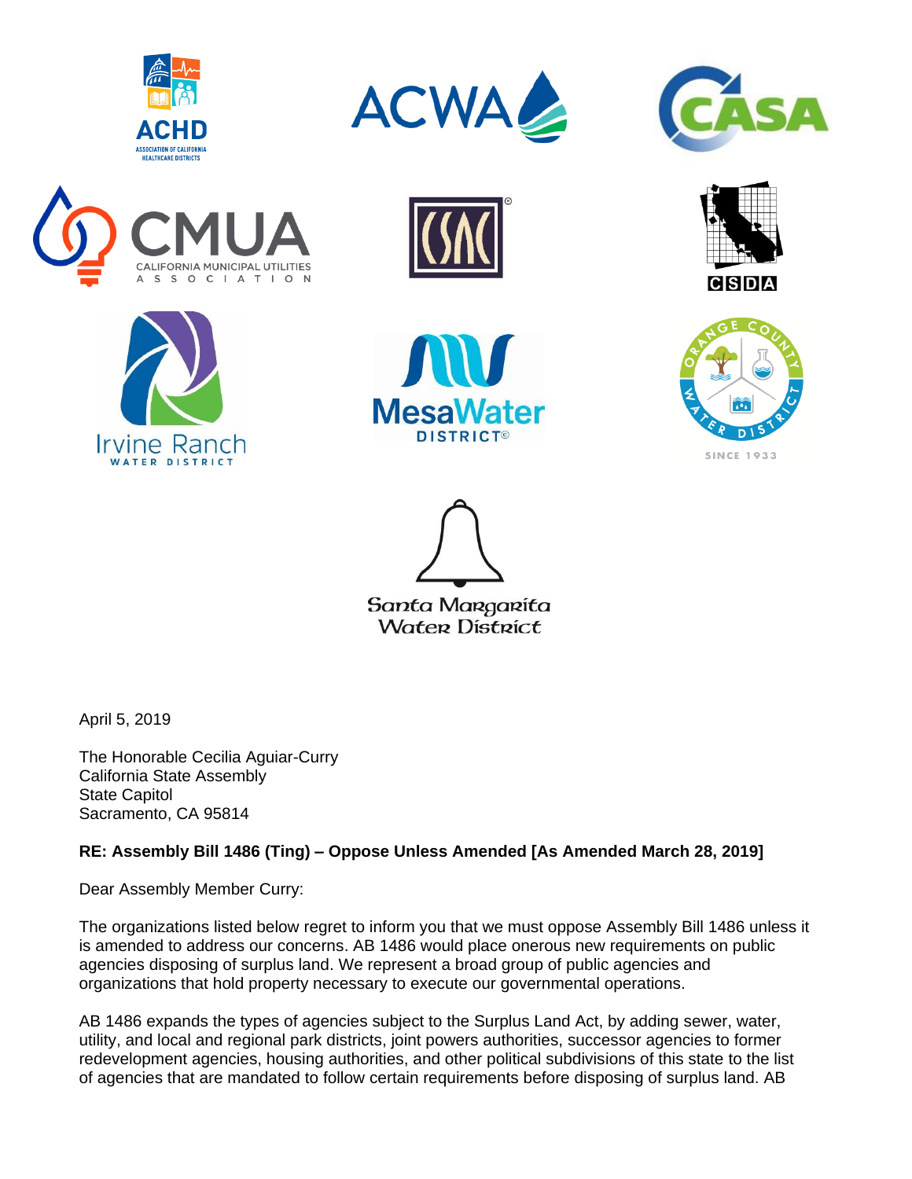April 5, 2019

The Honorable Cecilia Aguiar-Curry
California State Assembly
State Capitol
Sacramento, CA 95814

**RE: Assembly Bill 1486 (Ting) – Oppose Unless Amended [As Amended March 28, 2019]**

Dear Assembly Member Curry:

The organizations listed below regret to inform you that we must oppose Assembly Bill 1486 unless it is amended to address our concerns. AB 1486 would place onerous new requirements on public agencies disposing of surplus land. We represent a broad group of public agencies and organizations that hold property necessary to execute our governmental operations.

AB 1486 expands the types of agencies subject to the Surplus Land Act, by adding sewer, water, utility, and local and regional park districts, joint powers authorities, successor agencies to former redevelopment agencies, housing authorities, and other political subdivisions of this state to the list of agencies that are mandated to follow certain requirements before disposing of surplus land. AB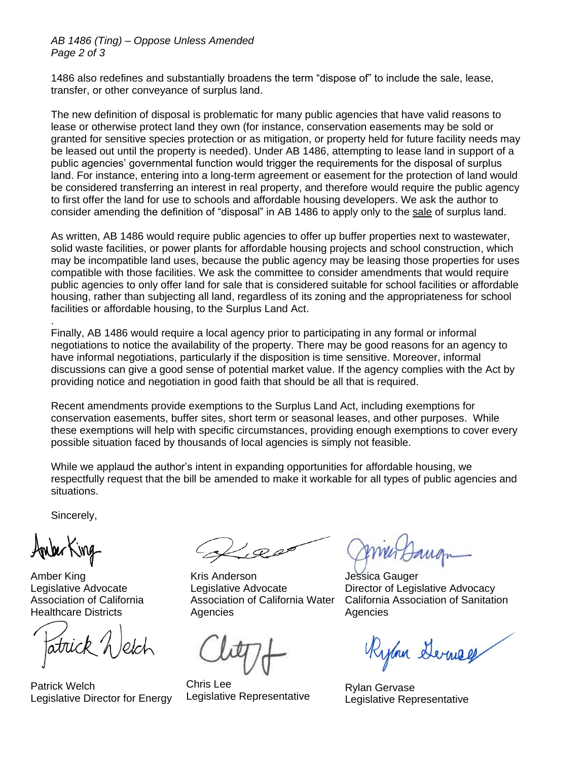1486 also redefines and substantially broadens the term “dispose of” to include the sale, lease, transfer, or other conveyance of surplus land.

The new definition of disposal is problematic for many public agencies that have valid reasons to lease or otherwise protect land they own (for instance, conservation easements may be sold or granted for sensitive species protection or as mitigation, or property held for future facility needs may be leased out until the property is needed). Under AB 1486, attempting to lease land in support of a public agencies’ governmental function would trigger the requirements for the disposal of surplus land. For instance, entering into a long-term agreement or easement for the protection of land would be considered transferring an interest in real property, and therefore would require the public agency to first offer the land for use to schools and affordable housing developers. We ask the author to consider amending the definition of “disposal” in AB 1486 to apply only to the sale of surplus land.

As written, AB 1486 would require public agencies to offer up buffer properties next to wastewater, solid waste facilities, or power plants for affordable housing projects and school construction, which may be incompatible land uses, because the public agency may be leasing those properties for uses compatible with those facilities. We ask the committee to consider amendments that would require public agencies to only offer land for sale that is considered suitable for school facilities or affordable housing, rather than subjecting all land, regardless of its zoning and the appropriateness for school facilities or affordable housing, to the Surplus Land Act.

Finally, AB 1486 would require a local agency prior to participating in any formal or informal negotiations to notice the availability of the property. There may be good reasons for an agency to have informal negotiations, particularly if the disposition is time sensitive. Moreover, informal discussions can give a good sense of potential market value. If the agency complies with the Act by providing notice and negotiation in good faith that should be all that is required.

Recent amendments provide exemptions to the Surplus Land Act, including exemptions for conservation easements, buffer sites, short term or seasonal leases, and other purposes. While these exemptions will help with specific circumstances, providing enough exemptions to cover every possible situation faced by thousands of local agencies is simply not feasible.

While we applaud the author’s intent in expanding opportunities for affordable housing, we respectfully request that the bill be amended to make it workable for all types of public agencies and situations.

Sincerely,

Amber King
Legislative Advocate
Association of California Healthcare Districts

Kris Anderson
Legislative Advocate
Association of California Water Agencies

Jessica Gauger
Director of Legislative Advocacy
California Association of Sanitation Agencies

Patrick Welch
Legislative Director for Energy

Chris Lee
Legislative Representative

Rylan Gervase
Legislative Representative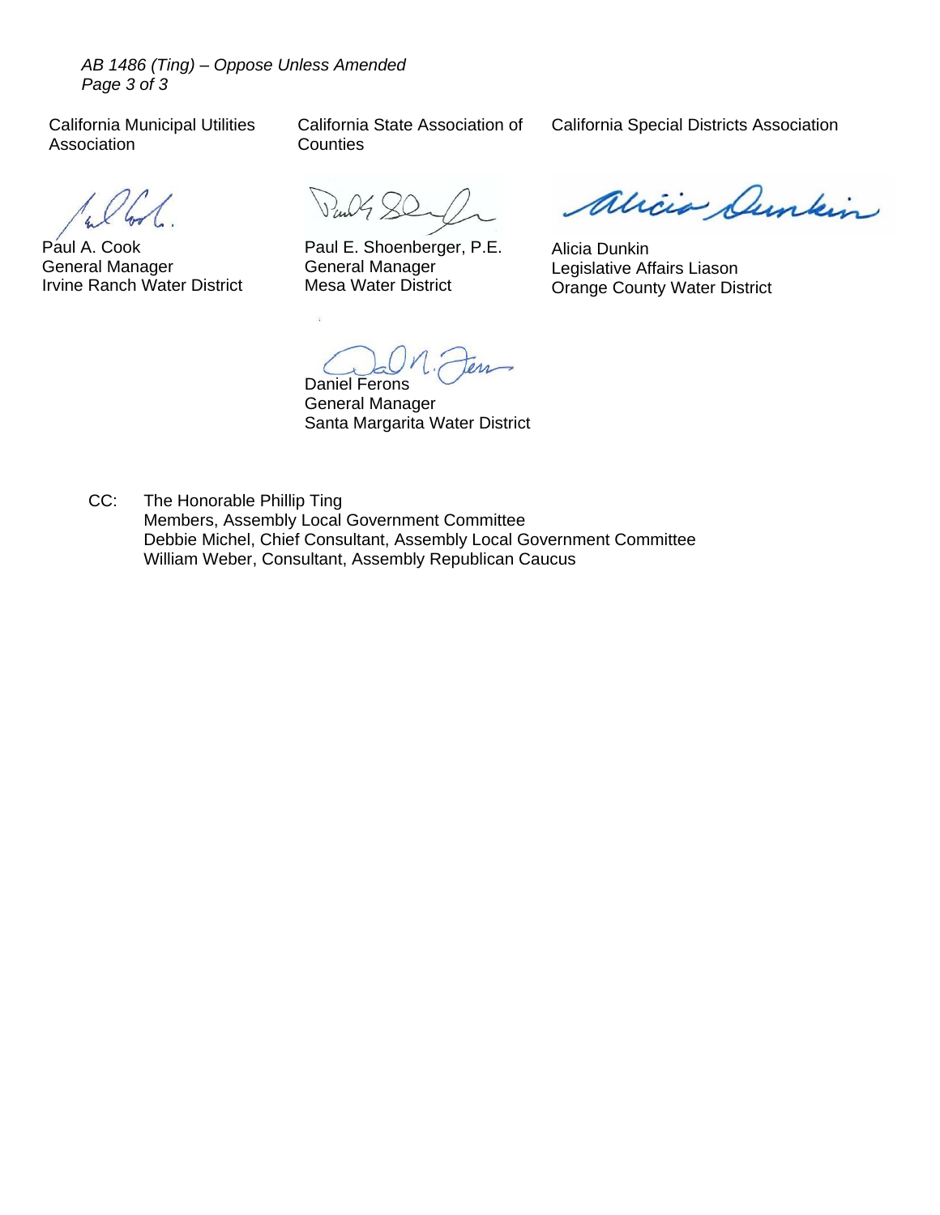California Municipal Utilities Association

Paul A. Cook
General Manager
Irvine Ranch Water District

California State Association of Counties

Paul E. Shoenberger, P.E.
General Manager
Mesa Water District

Daniel Ferons
General Manager
Santa Margarita Water District

California Special Districts Association

Alicia Dunkin
Legislative Affairs Liason
Orange County Water District

CC: The Honorable Phillip Ting
Members, Assembly Local Government Committee
Debbie Michel, Chief Consultant, Assembly Local Government Committee
William Weber, Consultant, Assembly Republican Caucus